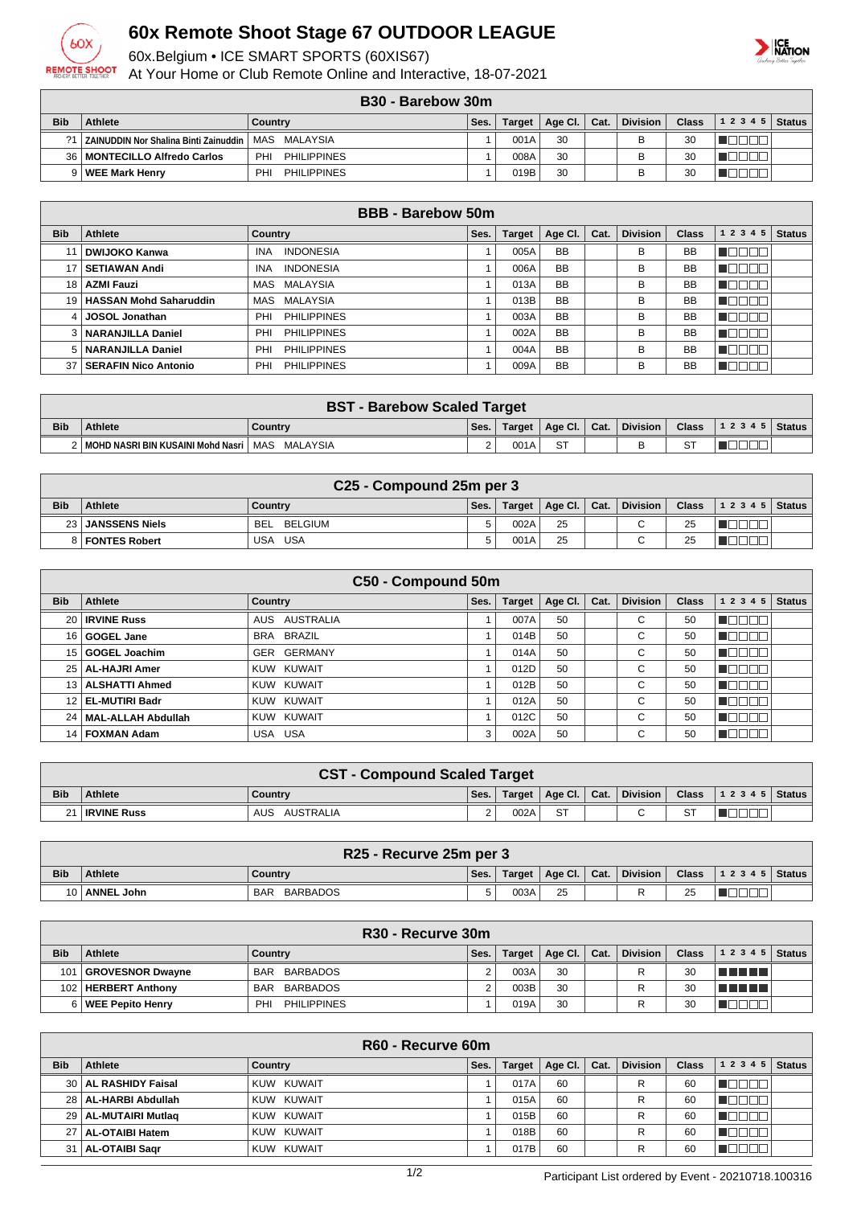# 60x Remote Shoot Stage 67 OUTDOOR LEAGUE

60x.Belgium • ICE SMART SPORTS (60XIS67)

At Your Home or Club Remote Online and Interactive, 18-07-2021

## B30 - Barebow 30m

| Bib | Athlete | Country | Ses. | Target | Age Cl. | Cat. | Division | Class | 1 2 3 4 5 | Status |
|---|---|---|---|---|---|---|---|---|---|---|
| ?1 | ZAINUDDIN Nor Shalina Binti Zainuddin | MAS MALAYSIA | 1 | 001A | 30 | | B | 30 | | |
| 36 | MONTECILLO Alfredo Carlos | PHI PHILIPPINES | 1 | 008A | 30 | | B | 30 | | |
| 9 | WEE Mark Henry | PHI PHILIPPINES | 1 | 019B | 30 | | B | 30 | | |

## BBB - Barebow 50m

| Bib | Athlete | Country | Ses. | Target | Age Cl. | Cat. | Division | Class | 1 2 3 4 5 | Status |
|---|---|---|---|---|---|---|---|---|---|---|
| 11 | DWIJOKO Kanwa | INA INDONESIA | 1 | 005A | BB | | B | BB | | |
| 17 | SETIAWAN Andi | INA INDONESIA | 1 | 006A | BB | | B | BB | | |
| 18 | AZMI Fauzi | MAS MALAYSIA | 1 | 013A | BB | | B | BB | | |
| 19 | HASSAN Mohd Saharuddin | MAS MALAYSIA | 1 | 013B | BB | | B | BB | | |
| 4 | JOSOL Jonathan | PHI PHILIPPINES | 1 | 003A | BB | | B | BB | | |
| 3 | NARANJILLA Daniel | PHI PHILIPPINES | 1 | 002A | BB | | B | BB | | |
| 5 | NARANJILLA Daniel | PHI PHILIPPINES | 1 | 004A | BB | | B | BB | | |
| 37 | SERAFIN Nico Antonio | PHI PHILIPPINES | 1 | 009A | BB | | B | BB | | |

## BST - Barebow Scaled Target

| Bib | Athlete | Country | Ses. | Target | Age Cl. | Cat. | Division | Class | 1 2 3 4 5 | Status |
|---|---|---|---|---|---|---|---|---|---|---|
| 2 | MOHD NASRI BIN KUSAINI Mohd Nasri | MAS MALAYSIA | 2 | 001A | ST | | B | ST | | |

## C25 - Compound 25m per 3

| Bib | Athlete | Country | Ses. | Target | Age Cl. | Cat. | Division | Class | 1 2 3 4 5 | Status |
|---|---|---|---|---|---|---|---|---|---|---|
| 23 | JANSSENS Niels | BEL BELGIUM | 5 | 002A | 25 | | C | 25 | | |
| 8 | FONTES Robert | USA USA | 5 | 001A | 25 | | C | 25 | | |

## C50 - Compound 50m

| Bib | Athlete | Country | Ses. | Target | Age Cl. | Cat. | Division | Class | 1 2 3 4 5 | Status |
|---|---|---|---|---|---|---|---|---|---|---|
| 20 | IRVINE Russ | AUS AUSTRALIA | 1 | 007A | 50 | | C | 50 | | |
| 16 | GOGEL Jane | BRA BRAZIL | 1 | 014B | 50 | | C | 50 | | |
| 15 | GOGEL Joachim | GER GERMANY | 1 | 014A | 50 | | C | 50 | | |
| 25 | AL-HAJRI Amer | KUW KUWAIT | 1 | 012D | 50 | | C | 50 | | |
| 13 | ALSHATTI Ahmed | KUW KUWAIT | 1 | 012B | 50 | | C | 50 | | |
| 12 | EL-MUTIRI Badr | KUW KUWAIT | 1 | 012A | 50 | | C | 50 | | |
| 24 | MAL-ALLAH Abdullah | KUW KUWAIT | 1 | 012C | 50 | | C | 50 | | |
| 14 | FOXMAN Adam | USA USA | 3 | 002A | 50 | | C | 50 | | |

## CST - Compound Scaled Target

| Bib | Athlete | Country | Ses. | Target | Age Cl. | Cat. | Division | Class | 1 2 3 4 5 | Status |
|---|---|---|---|---|---|---|---|---|---|---|
| 21 | IRVINE Russ | AUS AUSTRALIA | 2 | 002A | ST | | C | ST | | |

## R25 - Recurve 25m per 3

| Bib | Athlete | Country | Ses. | Target | Age Cl. | Cat. | Division | Class | 1 2 3 4 5 | Status |
|---|---|---|---|---|---|---|---|---|---|---|
| 10 | ANNEL John | BAR BARBADOS | 5 | 003A | 25 | | R | 25 | | |

## R30 - Recurve 30m

| Bib | Athlete | Country | Ses. | Target | Age Cl. | Cat. | Division | Class | 1 2 3 4 5 | Status |
|---|---|---|---|---|---|---|---|---|---|---|
| 101 | GROVESNOR Dwayne | BAR BARBADOS | 2 | 003A | 30 | | R | 30 | | |
| 102 | HERBERT Anthony | BAR BARBADOS | 2 | 003B | 30 | | R | 30 | | |
| 6 | WEE Pepito Henry | PHI PHILIPPINES | 1 | 019A | 30 | | R | 30 | | |

## R60 - Recurve 60m

| Bib | Athlete | Country | Ses. | Target | Age Cl. | Cat. | Division | Class | 1 2 3 4 5 | Status |
|---|---|---|---|---|---|---|---|---|---|---|
| 30 | AL RASHIDY Faisal | KUW KUWAIT | 1 | 017A | 60 | | R | 60 | | |
| 28 | AL-HARBI Abdullah | KUW KUWAIT | 1 | 015A | 60 | | R | 60 | | |
| 29 | AL-MUTAIRI Mutlaq | KUW KUWAIT | 1 | 015B | 60 | | R | 60 | | |
| 27 | AL-OTAIBI Hatem | KUW KUWAIT | 1 | 018B | 60 | | R | 60 | | |
| 31 | AL-OTAIBI Saqr | KUW KUWAIT | 1 | 017B | 60 | | R | 60 | | |

Participant List ordered by Event - 20210718.100316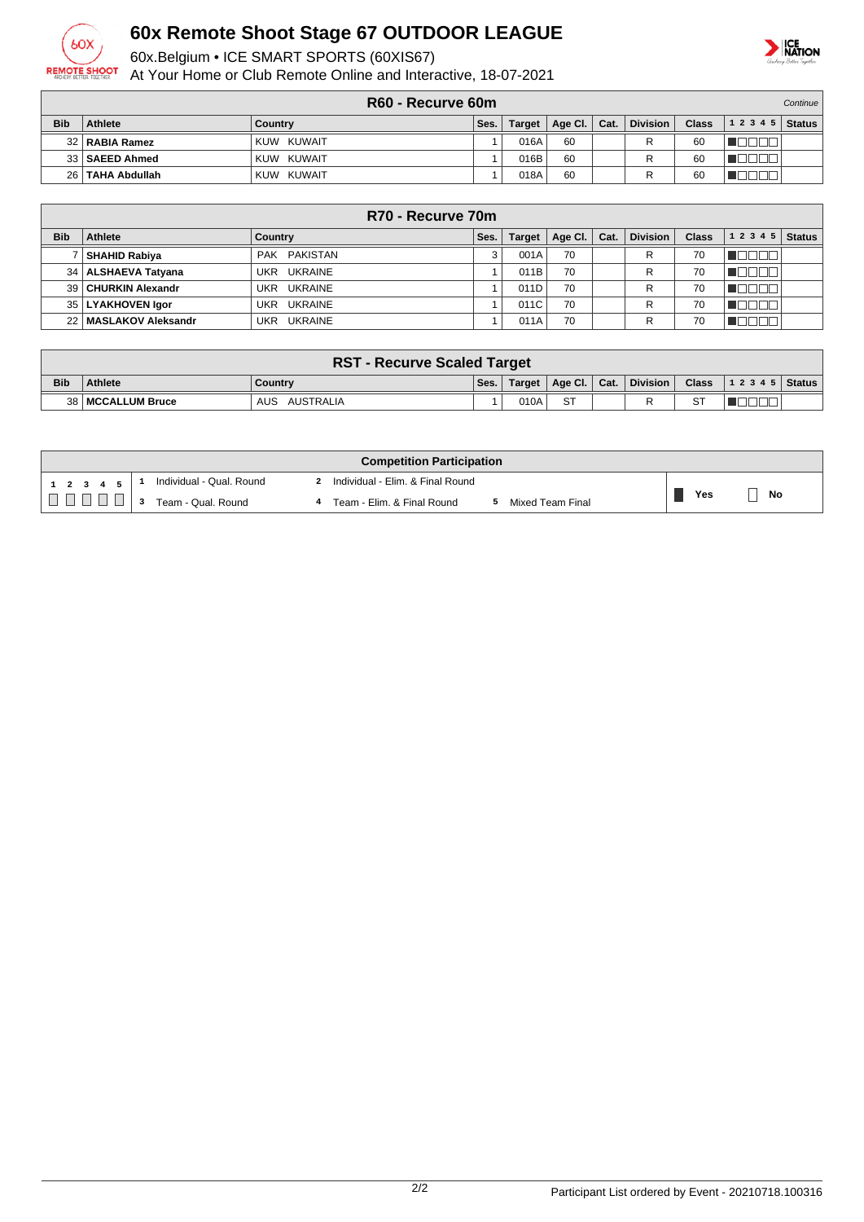# 60x Remote Shoot Stage 67 OUTDOOR LEAGUE

60x.Belgium • ICE SMART SPORTS (60XIS67)

At Your Home or Club Remote Online and Interactive, 18-07-2021

## R60 - Recurve 60m

*Continue*

| Bib | Athlete | Country | Ses. | Target | Age Cl. | Cat. | Division | Class | 1 2 3 4 5 | Status |
|---|---|---|---|---|---|---|---|---|---|---|
| 32 | **RABIA Ramez** | KUW KUWAIT | 1 | 016A | 60 | | R | 60 | ■□□□□ | |
| 33 | **SAEED Ahmed** | KUW KUWAIT | 1 | 016B | 60 | | R | 60 | ■□□□□ | |
| 26 | **TAHA Abdullah** | KUW KUWAIT | 1 | 018A | 60 | | R | 60 | ■□□□□ | |

## R70 - Recurve 70m

| Bib | Athlete | Country | Ses. | Target | Age Cl. | Cat. | Division | Class | 1 2 3 4 5 | Status |
|---|---|---|---|---|---|---|---|---|---|---|
| 7 | **SHAHID Rabiya** | PAK PAKISTAN | 3 | 001A | 70 | | R | 70 | ■□□□□ | |
| 34 | **ALSHAEVA Tatyana** | UKR UKRAINE | 1 | 011B | 70 | | R | 70 | ■□□□□ | |
| 39 | **CHURKIN Alexandr** | UKR UKRAINE | 1 | 011D | 70 | | R | 70 | ■□□□□ | |
| 35 | **LYAKHOVEN Igor** | UKR UKRAINE | 1 | 011C | 70 | | R | 70 | ■□□□□ | |
| 22 | **MASLAKOV Aleksandr** | UKR UKRAINE | 1 | 011A | 70 | | R | 70 | ■□□□□ | |

## RST - Recurve Scaled Target

| Bib | Athlete | Country | Ses. | Target | Age Cl. | Cat. | Division | Class | 1 2 3 4 5 | Status |
|---|---|---|---|---|---|---|---|---|---|---|
| 38 | **MCCALLUM Bruce** | AUS AUSTRALIA | 1 | 010A | ST | | R | ST | ■□□□□ | |

## Competition Participation

| 1 2 3 4 5 | | | | |
|---|---|---|---|---|
| □□□□□ | 1 Individual - Qual. Round | 2 Individual - Elim. & Final Round | | ■ Yes □ No |
| | 3 Team - Qual. Round | 4 Team - Elim. & Final Round | 5 Mixed Team Final | |

Participant List ordered by Event - 20210718.100316